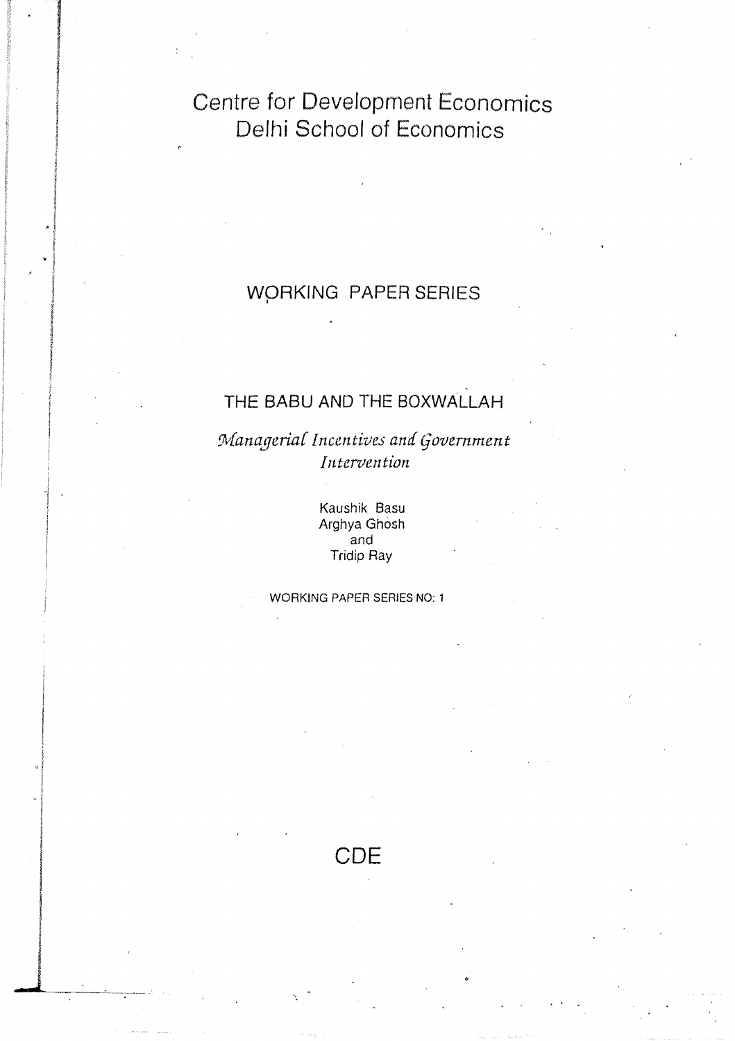# Centre for Development Economics
# Delhi School of Economics

## WORKING PAPER SERIES

## THE BABU AND THE BOXWALLAH

### *Managerial Incentives and Government Intervention*

Kaushik Basu
Arghya Ghosh
and
Tridip Ray

WORKING PAPER SERIES NO: 1

CDE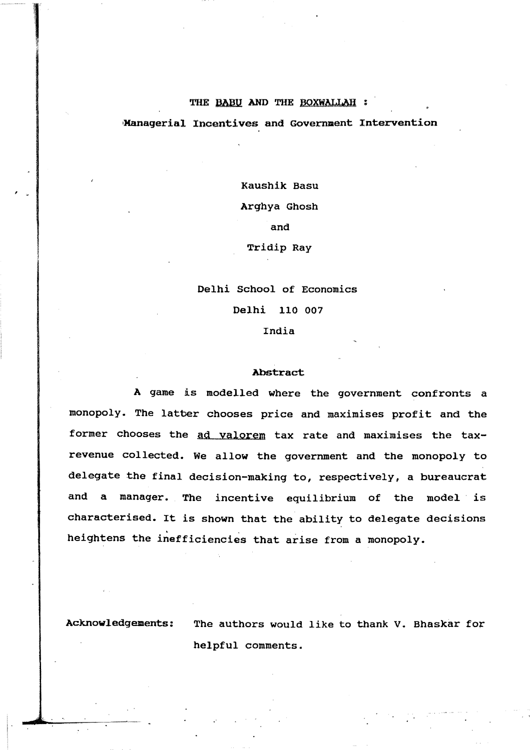# THE BABU AND THE BOXWALLAH :

## Managerial Incentives and Government Intervention

Kaushik Basu

Arghya Ghosh

and

Tridip Ray

Delhi School of Economics

Delhi 110 007

India

### Abstract

A game is modelled where the government confronts a monopoly. The latter chooses price and maximises profit and the former chooses the *ad valorem* tax rate and maximises the tax-revenue collected. We allow the government and the monopoly to delegate the final decision-making to, respectively, a bureaucrat and a manager. The incentive equilibrium of the model is characterised. It is shown that the ability to delegate decisions heightens the inefficiencies that arise from a monopoly.

**Acknowledgements:** The authors would like to thank V. Bhaskar for helpful comments.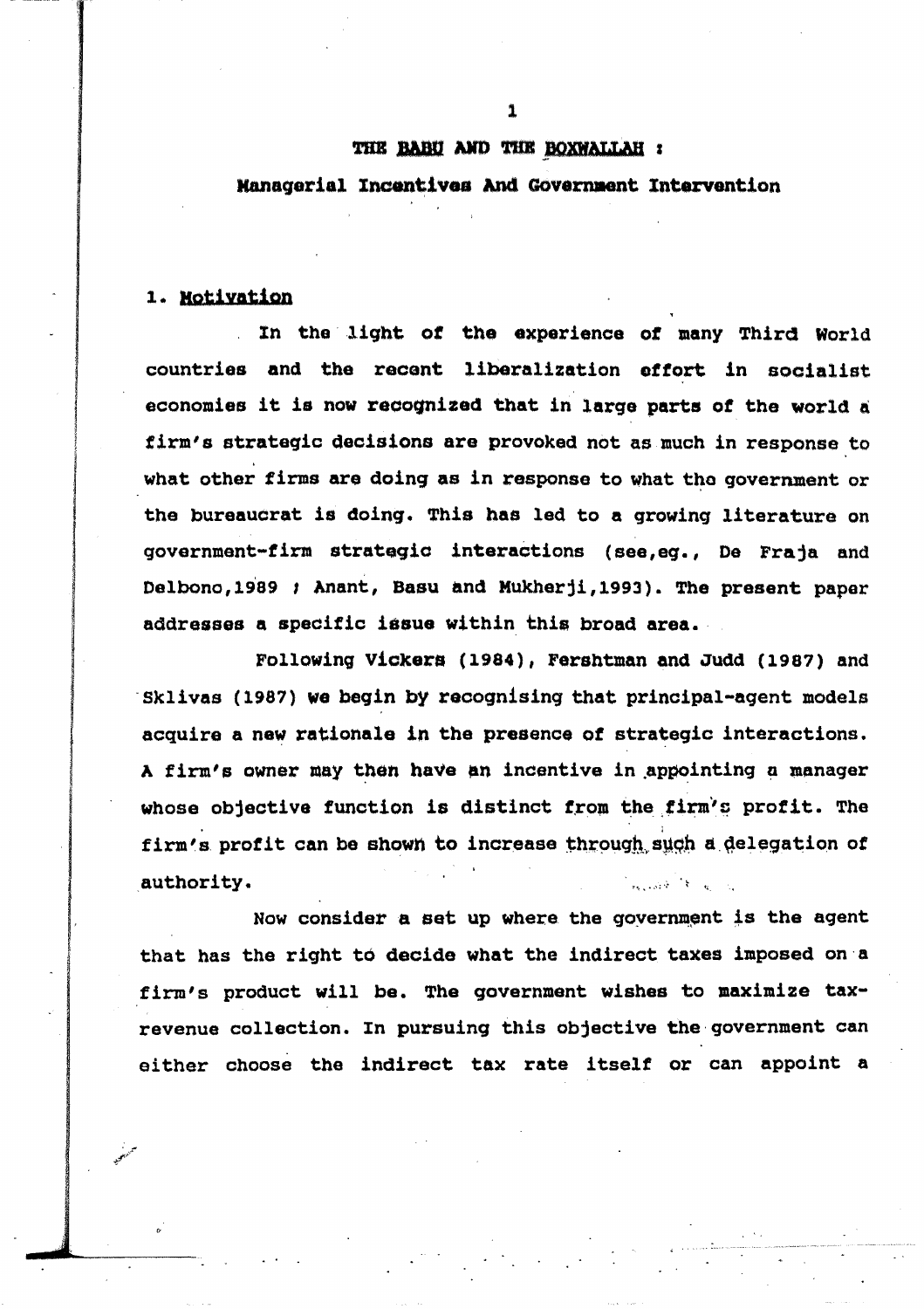# THE BABU AND THE BOXWALLAH :

## Managerial Incentives And Government Intervention

### 1. Motivation

In the light of the experience of many Third World countries and the recent liberalization effort in socialist economies it is now recognized that in large parts of the world a firm's strategic decisions are provoked not as much in response to what other firms are doing as in response to what the government or the bureaucrat is doing. This has led to a growing literature on government-firm strategic interactions (see,eg., De Fraja and Delbono,1989 ; Anant, Basu and Mukherji,1993). The present paper addresses a specific issue within this broad area.

Following Vickers (1984), Fershtman and Judd (1987) and Sklivas (1987) we begin by recognising that principal-agent models acquire a new rationale in the presence of strategic interactions. A firm's owner may then have an incentive in appointing a manager whose objective function is distinct from the firm's profit. The firm's profit can be shown to increase through such a delegation of authority.

Now consider a set up where the government is the agent that has the right to decide what the indirect taxes imposed on a firm's product will be. The government wishes to maximize tax-revenue collection. In pursuing this objective the government can either choose the indirect tax rate itself or can appoint a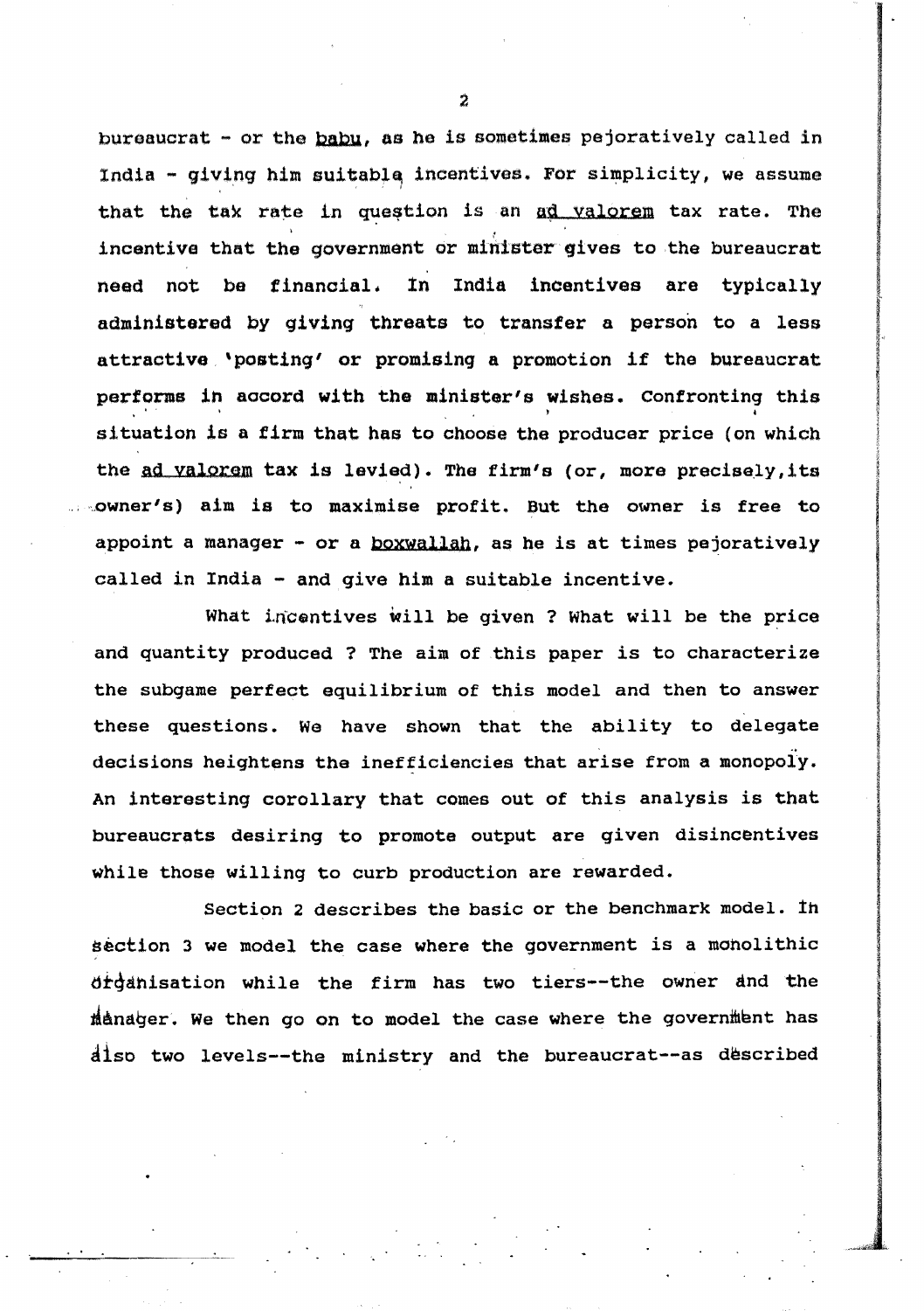bureaucrat - or the *babu*, as he is sometimes pejoratively called in India - giving him suitable incentives. For simplicity, we assume that the tax rate in question is an *ad valorem* tax rate. The incentive that the government or minister gives to the bureaucrat need not be financial. In India incentives are typically administered by giving threats to transfer a person to a less attractive 'posting' or promising a promotion if the bureaucrat performs in accord with the minister's wishes. Confronting this situation is a firm that has to choose the producer price (on which the *ad valorem* tax is levied). The firm's (or, more precisely, its owner's) aim is to maximise profit. But the owner is free to appoint a manager - or a *boxwallah*, as he is at times pejoratively called in India - and give him a suitable incentive.

What incentives will be given ? What will be the price and quantity produced ? The aim of this paper is to characterize the subgame perfect equilibrium of this model and then to answer these questions. We have shown that the ability to delegate decisions heightens the inefficiencies that arise from a monopoly. An interesting corollary that comes out of this analysis is that bureaucrats desiring to promote output are given disincentives while those willing to curb production are rewarded.

Section 2 describes the basic or the benchmark model. In section 3 we model the case where the government is a monolithic organisation while the firm has two tiers--the owner and the manager. We then go on to model the case where the government has also two levels--the ministry and the bureaucrat--as described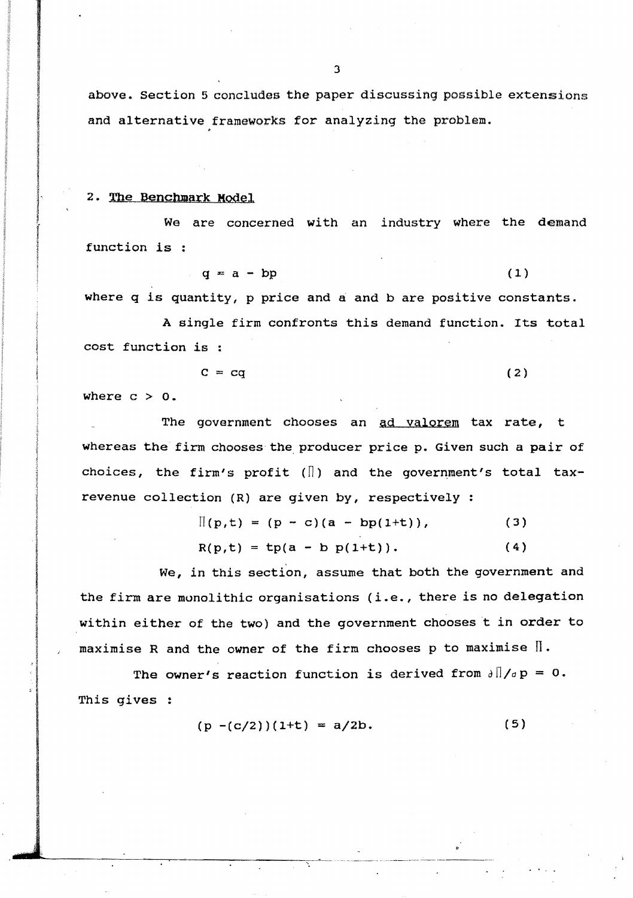above. Section 5 concludes the paper discussing possible extensions and alternative frameworks for analyzing the problem.

## 2. The Benchmark Model

We are concerned with an industry where the demand function is :

$$q = a - bp \tag{1}$$

where q is quantity, p price and a and b are positive constants.

A single firm confronts this demand function. Its total cost function is :

$$C = cq \tag{2}$$

where $c > 0$.

The government chooses an *ad valorem* tax rate, t whereas the firm chooses the producer price p. Given such a pair of choices, the firm's profit ($\Pi$) and the government's total tax-revenue collection (R) are given by, respectively :

$$\Pi(p,t) = (p - c)(a - bp(1+t)), \tag{3}$$

$$R(p,t) = tp(a - b\,p(1+t)). \tag{4}$$

We, in this section, assume that both the government and the firm are monolithic organisations (i.e., there is no delegation within either of the two) and the government chooses t in order to maximise R and the owner of the firm chooses p to maximise $\Pi$.

The owner's reaction function is derived from $\partial\Pi/\partial p = 0$. This gives :

$$(p - (c/2))(1+t) = a/2b. \tag{5}$$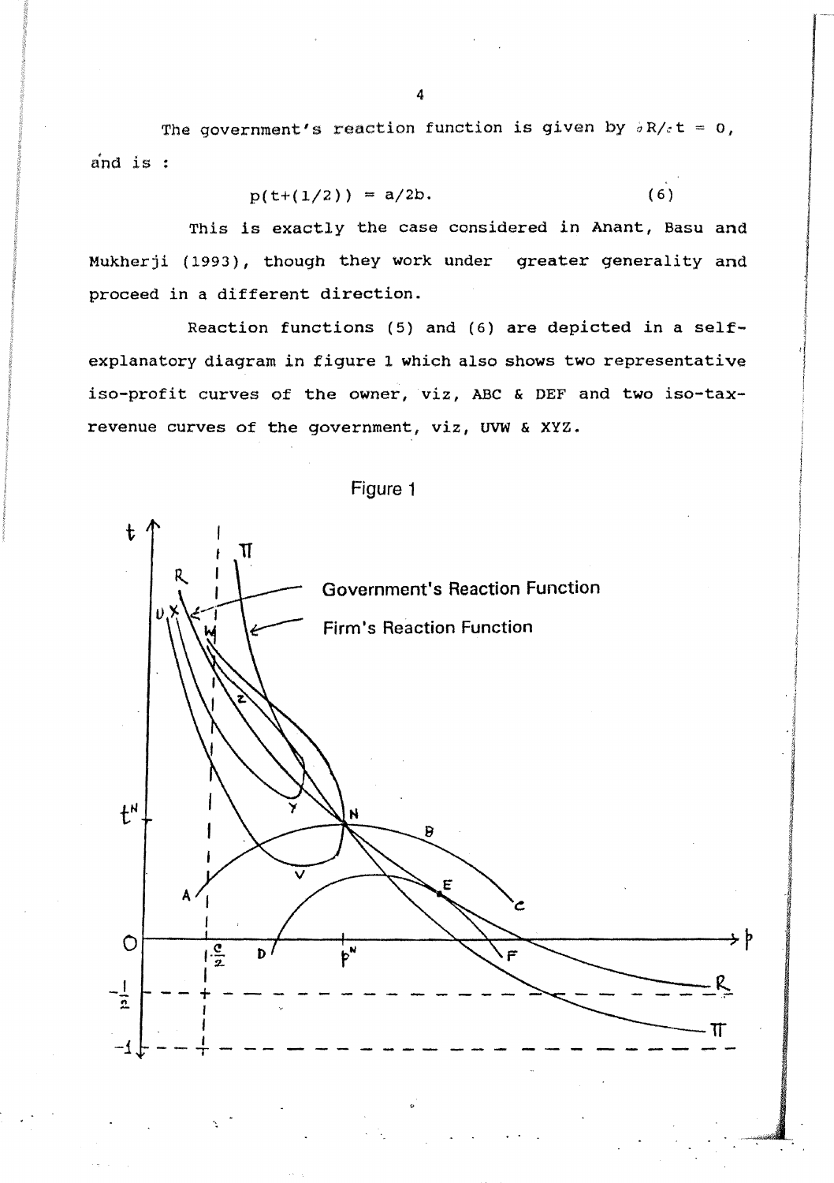The government's reaction function is given by $\partial R/\partial t = 0$, and is :

$$p(t+(1/2)) = a/2b. \tag{6}$$

This is exactly the case considered in Anant, Basu and Mukherji (1993), though they work under greater generality and proceed in a different direction.

Reaction functions (5) and (6) are depicted in a self-explanatory diagram in figure 1 which also shows two representative iso-profit curves of the owner, viz, ABC & DEF and two iso-tax-revenue curves of the government, viz, UVW & XYZ.

Figure 1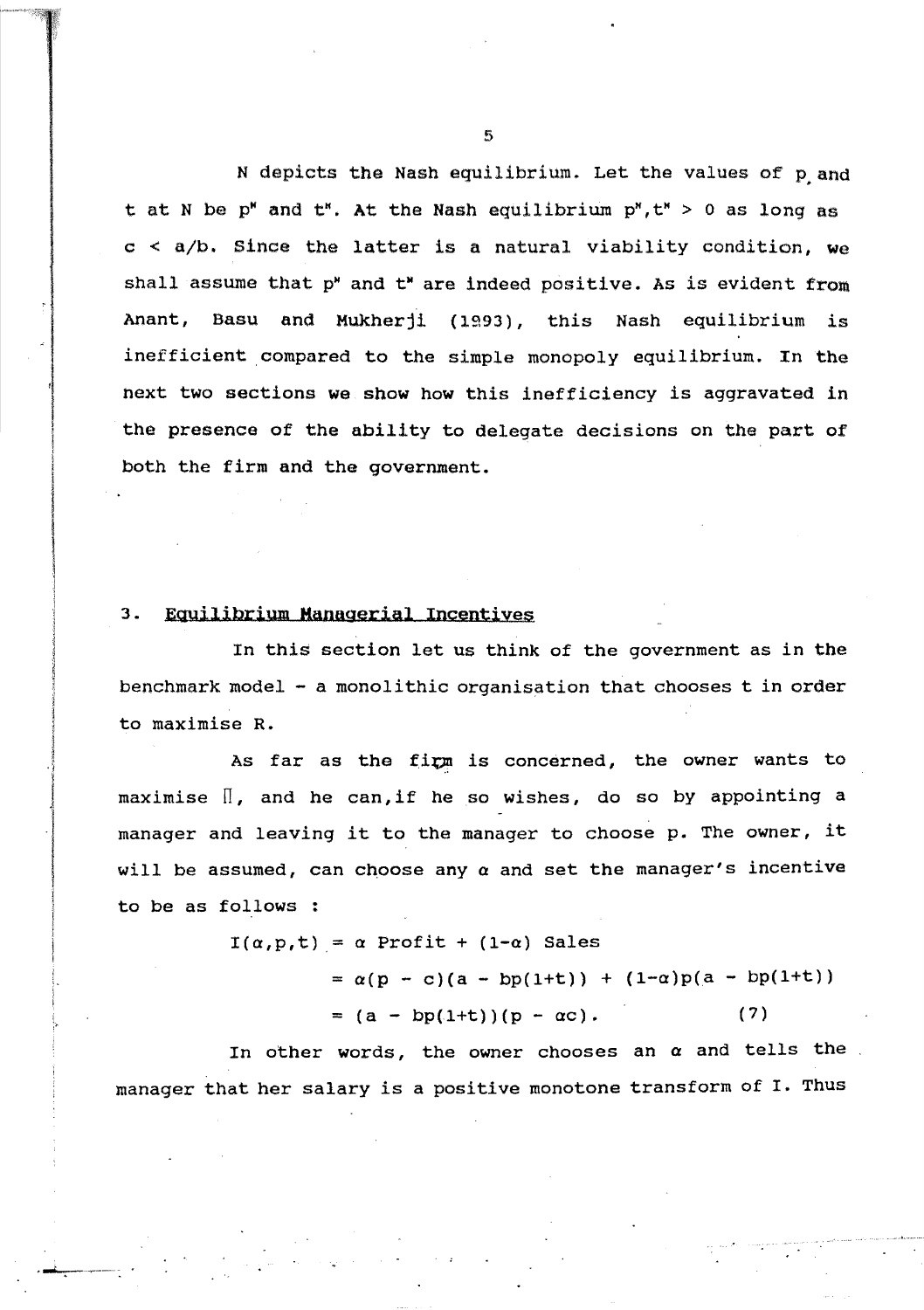N depicts the Nash equilibrium. Let the values of p and t at N be $p^N$ and $t^N$. At the Nash equilibrium $p^N, t^N > 0$ as long as $c < a/b$. Since the latter is a natural viability condition, we shall assume that $p^N$ and $t^N$ are indeed positive. As is evident from Anant, Basu and Mukherji (1993), this Nash equilibrium is inefficient compared to the simple monopoly equilibrium. In the next two sections we show how this inefficiency is aggravated in the presence of the ability to delegate decisions on the part of both the firm and the government.

## 3. Equilibrium Managerial Incentives

In this section let us think of the government as in the benchmark model – a monolithic organisation that chooses t in order to maximise R.

As far as the firm is concerned, the owner wants to maximise $\Pi$, and he can, if he so wishes, do so by appointing a manager and leaving it to the manager to choose p. The owner, it will be assumed, can choose any $\alpha$ and set the manager's incentive to be as follows :

$$
\begin{aligned}
I(\alpha,p,t) &= \alpha \text{ Profit} + (1-\alpha) \text{ Sales} \\
&= \alpha(p - c)(a - bp(1+t)) + (1-\alpha)p(a - bp(1+t)) \\
&= (a - bp(1+t))(p - \alpha c). \qquad (7)
\end{aligned}
$$

In other words, the owner chooses an $\alpha$ and tells the manager that her salary is a positive monotone transform of I. Thus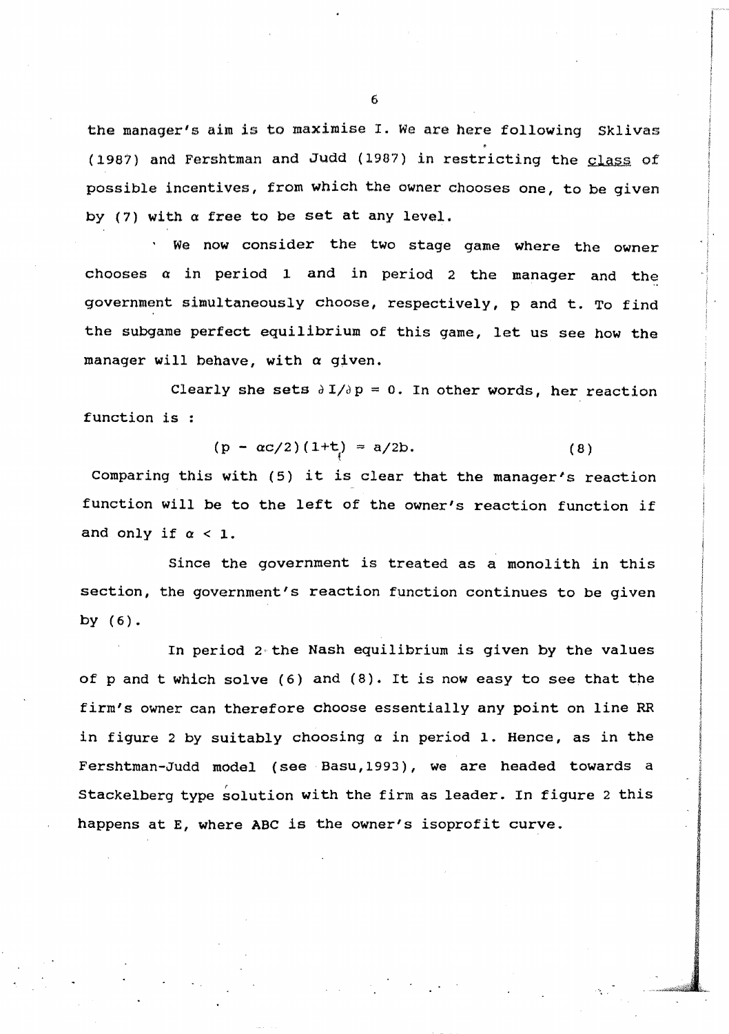the manager's aim is to maximise I. We are here following Sklivas (1987) and Fershtman and Judd (1987) in restricting the <u>class</u> of possible incentives, from which the owner chooses one, to be given by (7) with $\alpha$ free to be set at any level.

We now consider the two stage game where the owner chooses $\alpha$ in period 1 and in period 2 the manager and the government simultaneously choose, respectively, p and t. To find the subgame perfect equilibrium of this game, let us see how the manager will behave, with $\alpha$ given.

Clearly she sets $\partial I/\partial p = 0$. In other words, her reaction function is :

$$(p - \alpha c/2)(1+t) = a/2b. \tag{8}$$

Comparing this with (5) it is clear that the manager's reaction function will be to the left of the owner's reaction function if and only if $\alpha < 1$.

Since the government is treated as a monolith in this section, the government's reaction function continues to be given by (6).

In period 2 the Nash equilibrium is given by the values of p and t which solve (6) and (8). It is now easy to see that the firm's owner can therefore choose essentially any point on line RR in figure 2 by suitably choosing $\alpha$ in period 1. Hence, as in the Fershtman-Judd model (see Basu,1993), we are headed towards a Stackelberg type solution with the firm as leader. In figure 2 this happens at E, where ABC is the owner's isoprofit curve.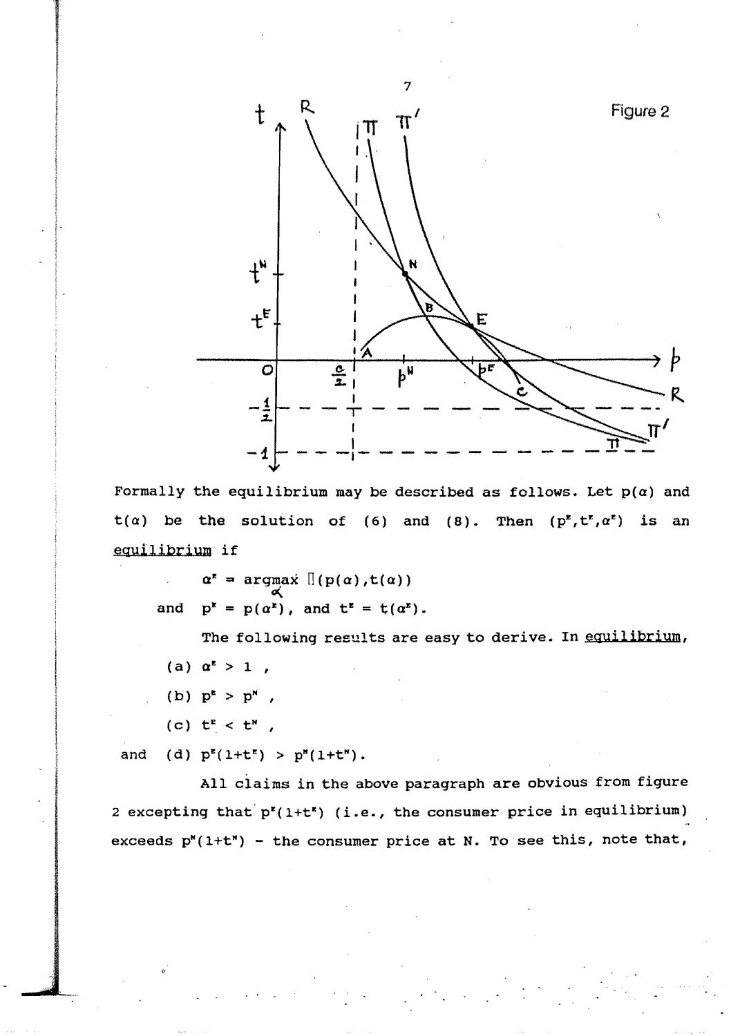Figure 2

Formally the equilibrium may be described as follows. Let $p(\alpha)$ and $t(\alpha)$ be the solution of (6) and (8). Then $(p^E, t^E, \alpha^E)$ is an <u>equilibrium</u> if

$$\alpha^E = \underset{\alpha}{\operatorname{argmax}}\ \Pi(p(\alpha), t(\alpha))$$

and $p^E = p(\alpha^E)$, and $t^E = t(\alpha^E)$.

The following results are easy to derive. In <u>equilibrium</u>,

(a) $\alpha^E > 1$ ,

(b) $p^E > p^N$ ,

(c) $t^E < t^N$ ,

and (d) $p^E(1+t^E) > p^N(1+t^N)$.

All claims in the above paragraph are obvious from figure 2 excepting that $p^E(1+t^E)$ (i.e., the consumer price in equilibrium) exceeds $p^N(1+t^N)$ – the consumer price at N. To see this, note that,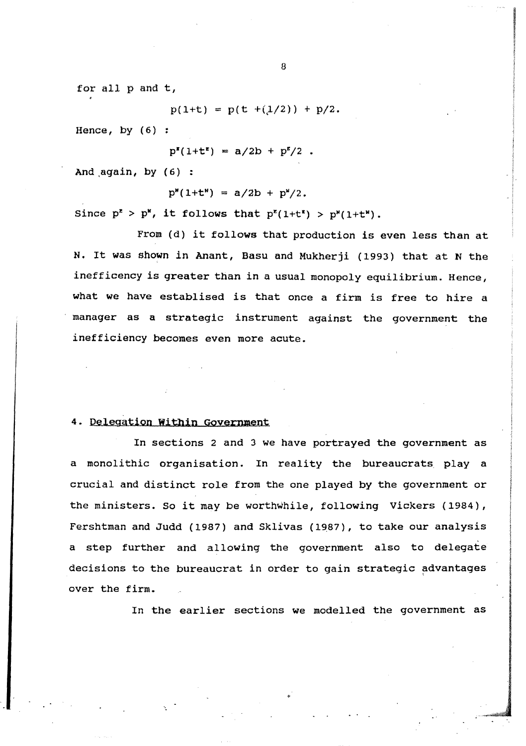for all p and t,

$$p(1+t) = p(t + (1/2)) + p/2.$$

Hence, by (6) :

$$p^{E}(1+t^{E}) = a/2b + p^{E}/2 .$$

And again, by (6) :

$$p^{N}(1+t^{N}) = a/2b + p^{N}/2.$$

Since $p^{E} > p^{N}$, it follows that $p^{E}(1+t^{E}) > p^{N}(1+t^{N})$.

From (d) it follows that production is even less than at N. It was shown in Anant, Basu and Mukherji (1993) that at N the inefficency is greater than in a usual monopoly equilibrium. Hence, what we have establised is that once a firm is free to hire a manager as a strategic instrument against the government the inefficiency becomes even more acute.

## 4. Delegation Within Government

In sections 2 and 3 we have portrayed the government as a monolithic organisation. In reality the bureaucrats play a crucial and distinct role from the one played by the government or the ministers. So it may be worthwhile, following Vickers (1984), Fershtman and Judd (1987) and Sklivas (1987), to take our analysis a step further and allowing the government also to delegate decisions to the bureaucrat in order to gain strategic advantages over the firm.

In the earlier sections we modelled the government as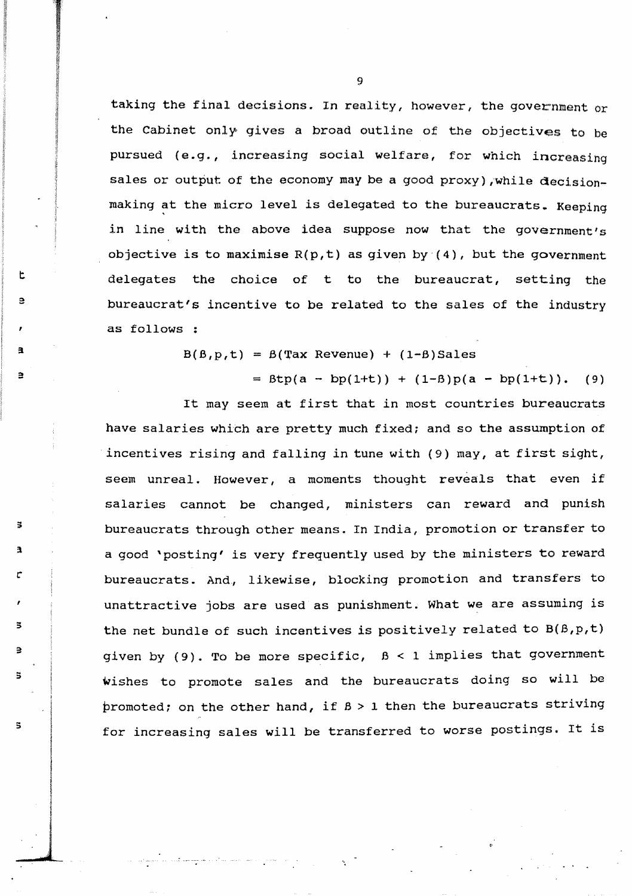taking the final decisions. In reality, however, the government or the Cabinet only gives a broad outline of the objectives to be pursued (e.g., increasing social welfare, for which increasing sales or output of the economy may be a good proxy), while decision-making at the micro level is delegated to the bureaucrats. Keeping in line with the above idea suppose now that the government's objective is to maximise $R(p,t)$ as given by (4), but the government delegates the choice of $t$ to the bureaucrat, setting the bureaucrat's incentive to be related to the sales of the industry as follows :

$$
\begin{aligned}
B(\beta,p,t) &= \beta(\text{Tax Revenue}) + (1-\beta)\text{Sales} \\
&= \beta tp(a - bp(1+t)) + (1-\beta)p(a - bp(1+t)). \quad (9)
\end{aligned}
$$

It may seem at first that in most countries bureaucrats have salaries which are pretty much fixed; and so the assumption of incentives rising and falling in tune with (9) may, at first sight, seem unreal. However, a moments thought reveals that even if salaries cannot be changed, ministers can reward and punish bureaucrats through other means. In India, promotion or transfer to a good 'posting' is very frequently used by the ministers to reward bureaucrats. And, likewise, blocking promotion and transfers to unattractive jobs are used as punishment. What we are assuming is the net bundle of such incentives is positively related to $B(\beta,p,t)$ given by (9). To be more specific, $\beta < 1$ implies that government wishes to promote sales and the bureaucrats doing so will be promoted; on the other hand, if $\beta > 1$ then the bureaucrats striving for increasing sales will be transferred to worse postings. It is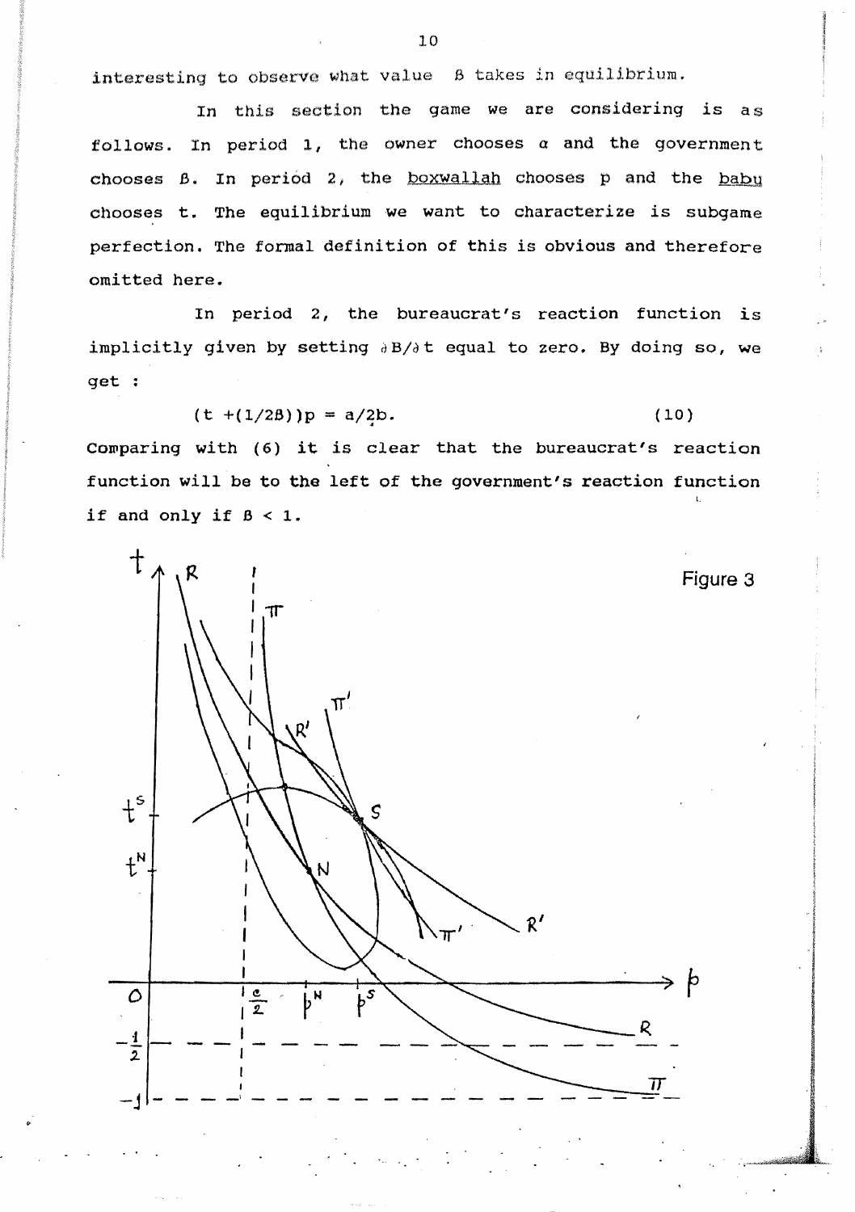interesting to observe what value $\beta$ takes in equilibrium.

In this section the game we are considering is as follows. In period 1, the owner chooses $\alpha$ and the government chooses $\beta$. In period 2, the boxwallah chooses p and the babu chooses t. The equilibrium we want to characterize is subgame perfection. The formal definition of this is obvious and therefore omitted here.

In period 2, the bureaucrat's reaction function is implicitly given by setting $\partial B/\partial t$ equal to zero. By doing so, we get :

$$(t + (1/2\beta))p = a/2b. \tag{10}$$

Comparing with (6) it is clear that the bureaucrat's reaction function will be to the left of the government's reaction function if and only if $\beta < 1$.

Figure 3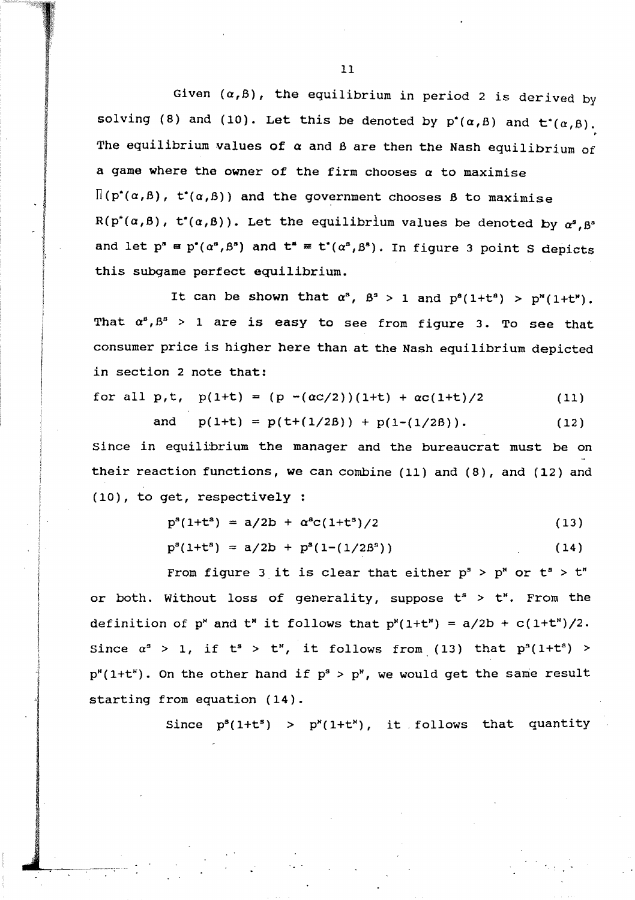Given $(\alpha, \beta)$, the equilibrium in period 2 is derived by solving (8) and (10). Let this be denoted by $p^*(\alpha,\beta)$ and $t^*(\alpha,\beta)$. The equilibrium values of $\alpha$ and $\beta$ are then the Nash equilibrium of a game where the owner of the firm chooses $\alpha$ to maximise $\Pi(p^*(\alpha,\beta),\ t^*(\alpha,\beta))$ and the government chooses $\beta$ to maximise $R(p^*(\alpha,\beta),\ t^*(\alpha,\beta))$. Let the equilibrium values be denoted by $\alpha^s, \beta^s$ and let $p^s \equiv p^*(\alpha^s,\beta^s)$ and $t^s \equiv t^*(\alpha^s,\beta^s)$. In figure 3 point S depicts this subgame perfect equilibrium.

It can be shown that $\alpha^s$, $\beta^s > 1$ and $p^s(1+t^s) > p^N(1+t^N)$. That $\alpha^s, \beta^s > 1$ are is easy to see from figure 3. To see that consumer price is higher here than at the Nash equilibrium depicted in section 2 note that:

$$\text{for all } p,t, \quad p(1+t) = (p - (\alpha c/2))(1+t) + \alpha c(1+t)/2 \tag{11}$$

$$\text{and} \quad p(1+t) = p(t+(1/2\beta)) + p(1-(1/2\beta)). \tag{12}$$

Since in equilibrium the manager and the bureaucrat must be on their reaction functions, we can combine (11) and (8), and (12) and (10), to get, respectively :

$$p^s(1+t^s) = a/2b + \alpha^s c(1+t^s)/2 \tag{13}$$

$$p^s(1+t^s) = a/2b + p^s(1-(1/2\beta^s)) \tag{14}$$

From figure 3 it is clear that either $p^s > p^N$ or $t^s > t^N$ or both. Without loss of generality, suppose $t^s > t^N$. From the definition of $p^N$ and $t^N$ it follows that $p^N(1+t^N) = a/2b + c(1+t^N)/2$. Since $\alpha^s > 1$, if $t^s > t^N$, it follows from (13) that $p^s(1+t^s) > p^N(1+t^N)$. On the other hand if $p^s > p^N$, we would get the same result starting from equation (14).

Since $p^s(1+t^s) > p^N(1+t^N)$, it follows that quantity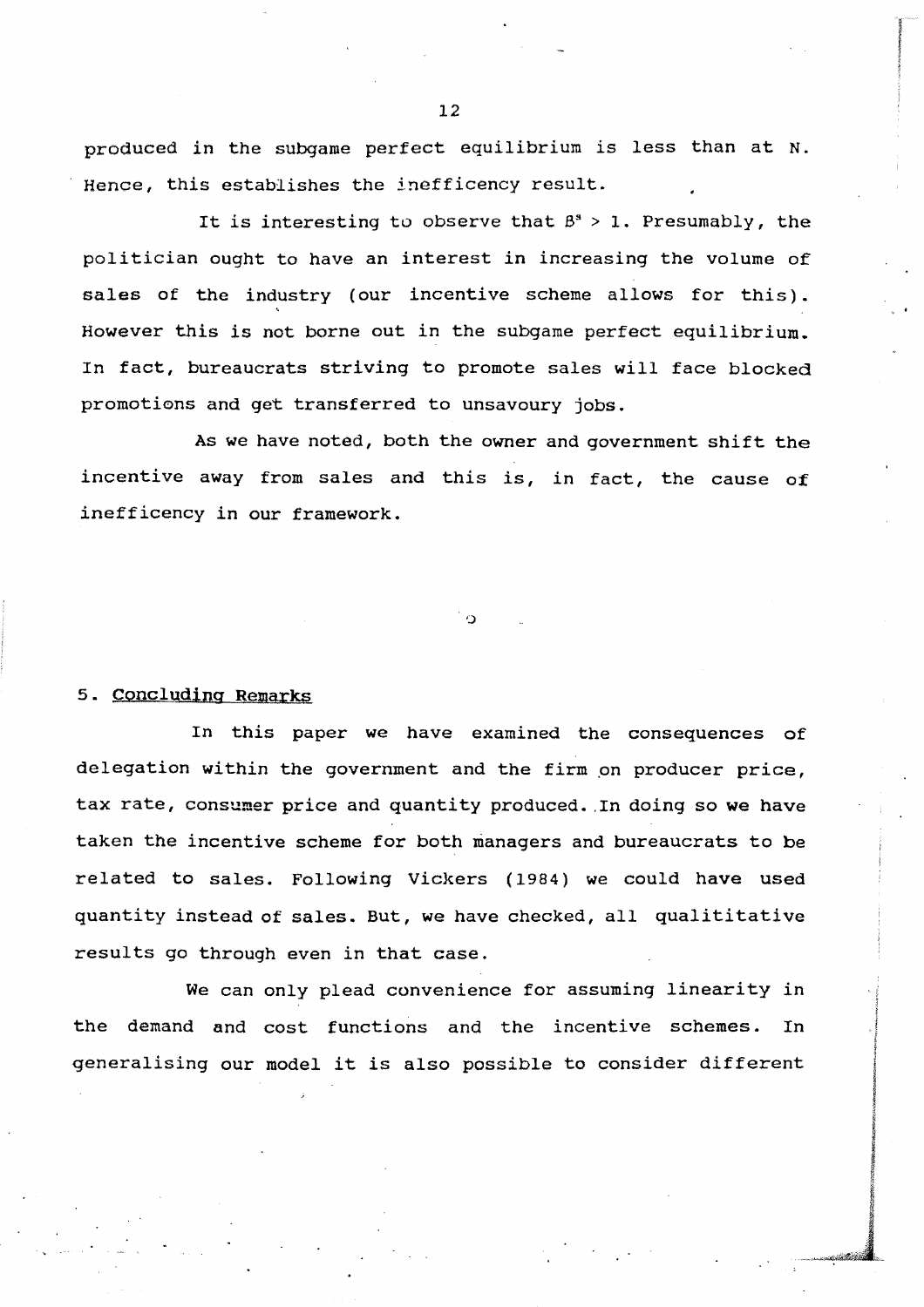produced in the subgame perfect equilibrium is less than at N. Hence, this establishes the inefficency result.

It is interesting to observe that $\beta^s > 1$. Presumably, the politician ought to have an interest in increasing the volume of sales of the industry (our incentive scheme allows for this). However this is not borne out in the subgame perfect equilibrium. In fact, bureaucrats striving to promote sales will face blocked promotions and get transferred to unsavoury jobs.

As we have noted, both the owner and government shift the incentive away from sales and this is, in fact, the cause of inefficency in our framework.

## 5. Concluding Remarks

In this paper we have examined the consequences of delegation within the government and the firm on producer price, tax rate, consumer price and quantity produced. In doing so we have taken the incentive scheme for both managers and bureaucrats to be related to sales. Following Vickers (1984) we could have used quantity instead of sales. But, we have checked, all qualititative results go through even in that case.

We can only plead convenience for assuming linearity in the demand and cost functions and the incentive schemes. In generalising our model it is also possible to consider different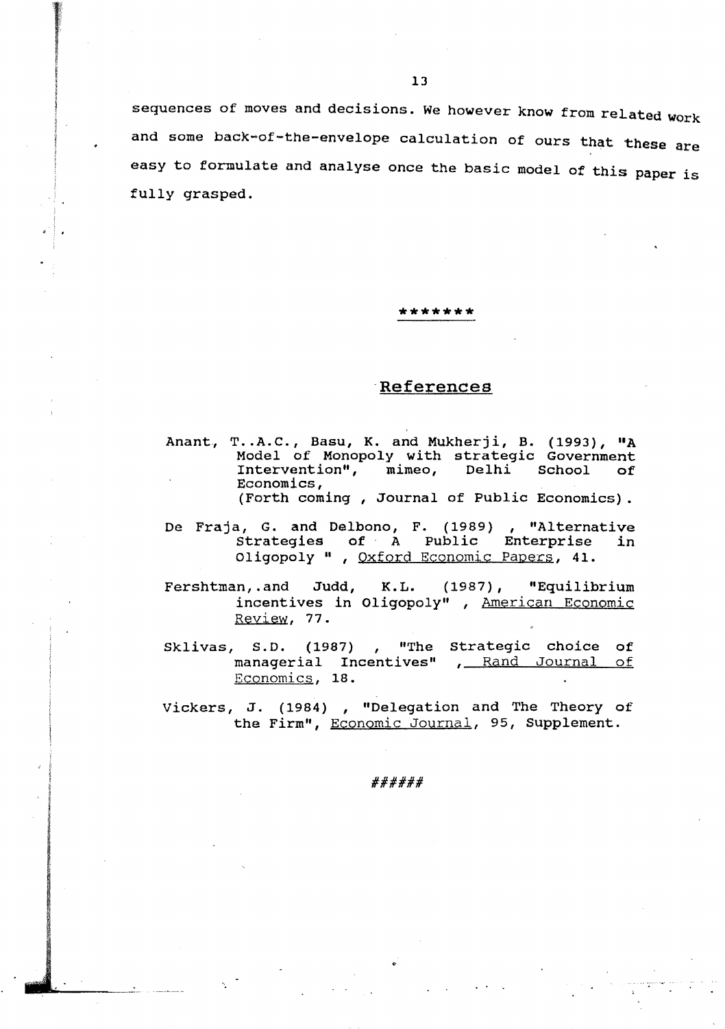sequences of moves and decisions. We however know from related work and some back-of-the-envelope calculation of ours that these are easy to formulate and analyse once the basic model of this paper is fully grasped.

*******

## References

Anant, T..A.C., Basu, K. and Mukherji, B. (1993), "A Model of Monopoly with strategic Government Intervention", mimeo, Delhi School of Economics,
(Forth coming , Journal of Public Economics).

De Fraja, G. and Delbono, F. (1989) , "Alternative Strategies of A Public Enterprise in Oligopoly " , Oxford Economic Papers, 41.

Fershtman,.and Judd, K.L. (1987), "Equilibrium incentives in Oligopoly" , American Economic Review, 77.

Sklivas, S.D. (1987) , "The Strategic choice of managerial Incentives" , Rand Journal of Economics, 18.

Vickers, J. (1984) , "Delegation and The Theory of the Firm", Economic Journal, 95, Supplement.

######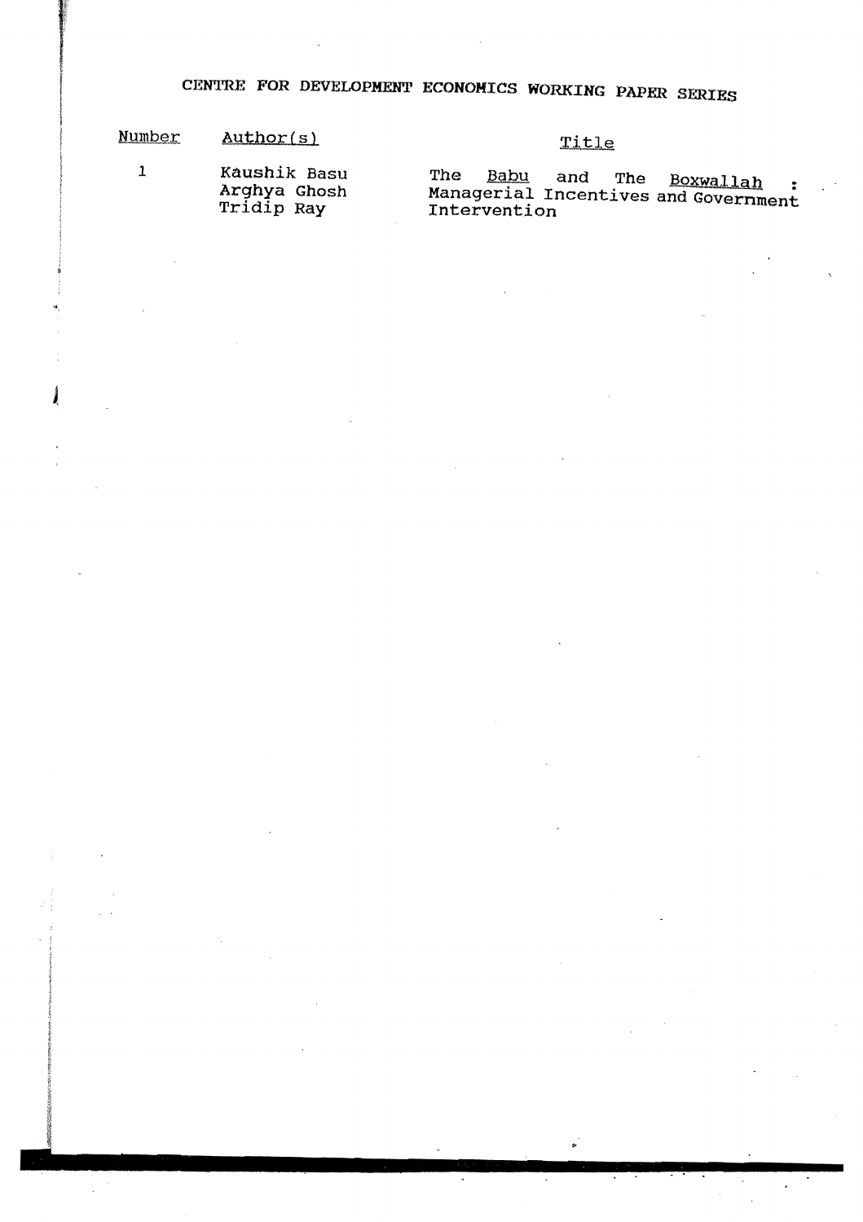# CENTRE FOR DEVELOPMENT ECONOMICS WORKING PAPER SERIES

| Number | Author(s) | Title |
|---|---|---|
| 1 | Kaushik Basu<br>Arghya Ghosh<br>Tridip Ray | The *Babu* and The *Boxwallah* : Managerial Incentives and Government Intervention |